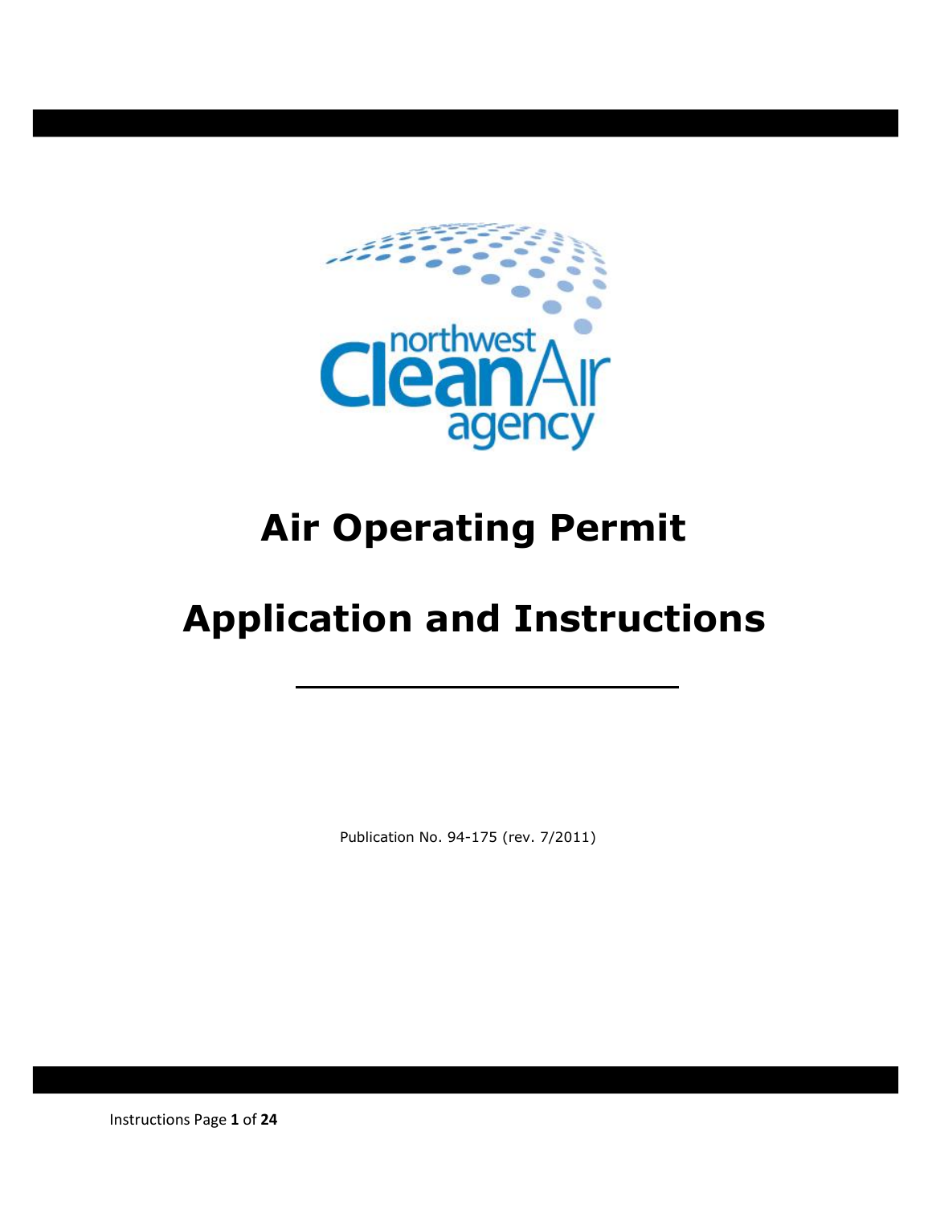northwest Clean Air agency

# Air Operating Permit

# Application and Instructions

Publication No. 94-175 (rev. 7/2011)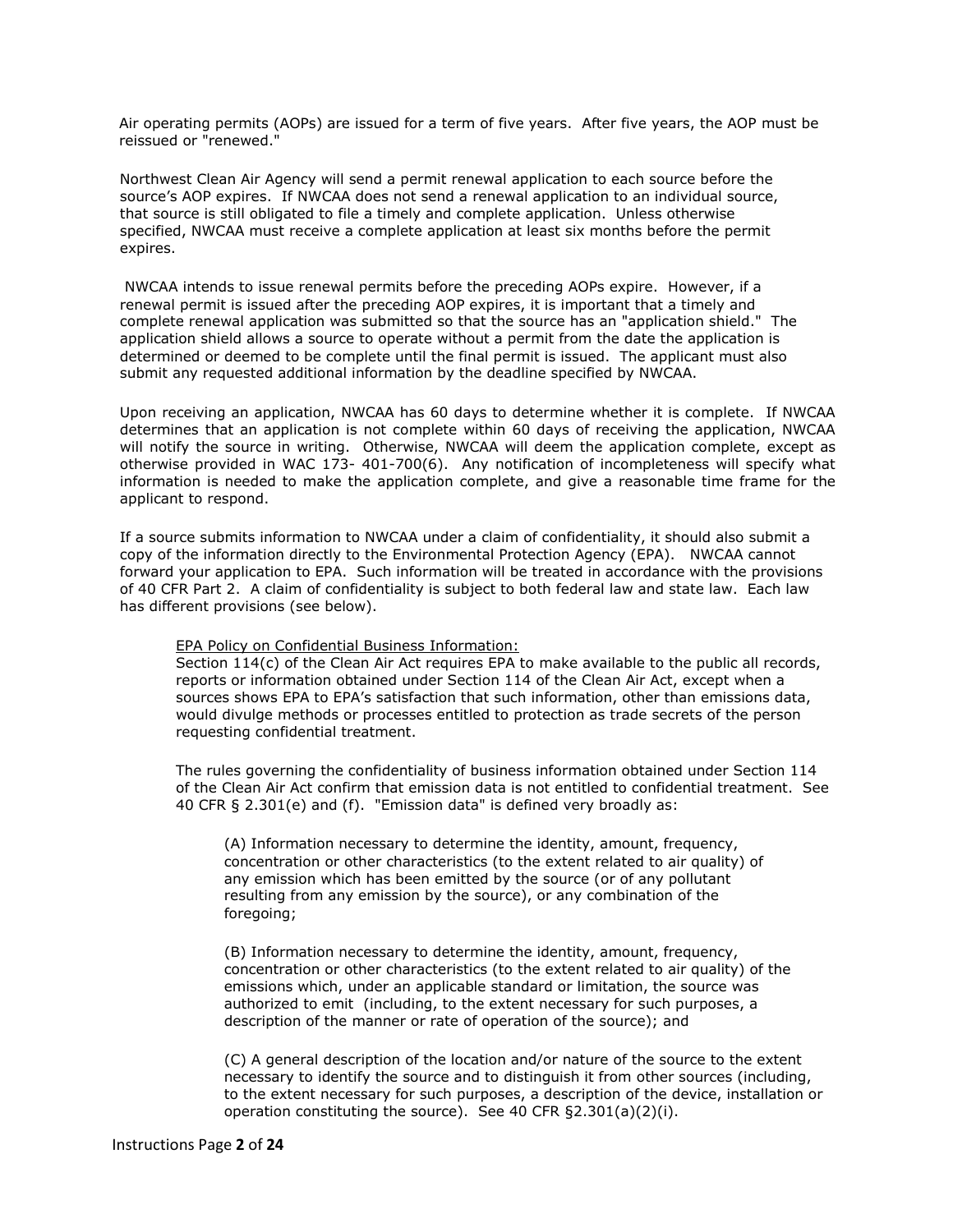Air operating permits (AOPs) are issued for a term of five years. After five years, the AOP must be reissued or "renewed."

Northwest Clean Air Agency will send a permit renewal application to each source before the source's AOP expires. If NWCAA does not send a renewal application to an individual source, that source is still obligated to file a timely and complete application. Unless otherwise specified, NWCAA must receive a complete application at least six months before the permit expires.

NWCAA intends to issue renewal permits before the preceding AOPs expire. However, if a renewal permit is issued after the preceding AOP expires, it is important that a timely and complete renewal application was submitted so that the source has an "application shield." The application shield allows a source to operate without a permit from the date the application is determined or deemed to be complete until the final permit is issued. The applicant must also submit any requested additional information by the deadline specified by NWCAA.

Upon receiving an application, NWCAA has 60 days to determine whether it is complete. If NWCAA determines that an application is not complete within 60 days of receiving the application, NWCAA will notify the source in writing. Otherwise, NWCAA will deem the application complete, except as otherwise provided in WAC 173- 401-700(6). Any notification of incompleteness will specify what information is needed to make the application complete, and give a reasonable time frame for the applicant to respond.

If a source submits information to NWCAA under a claim of confidentiality, it should also submit a copy of the information directly to the Environmental Protection Agency (EPA). NWCAA cannot forward your application to EPA. Such information will be treated in accordance with the provisions of 40 CFR Part 2. A claim of confidentiality is subject to both federal law and state law. Each law has different provisions (see below).

> <u>EPA Policy on Confidential Business Information:</u>
> Section 114(c) of the Clean Air Act requires EPA to make available to the public all records, reports or information obtained under Section 114 of the Clean Air Act, except when a sources shows EPA to EPA's satisfaction that such information, other than emissions data, would divulge methods or processes entitled to protection as trade secrets of the person requesting confidential treatment.
>
> The rules governing the confidentiality of business information obtained under Section 114 of the Clean Air Act confirm that emission data is not entitled to confidential treatment. See 40 CFR § 2.301(e) and (f). "Emission data" is defined very broadly as:
>
> > (A) Information necessary to determine the identity, amount, frequency, concentration or other characteristics (to the extent related to air quality) of any emission which has been emitted by the source (or of any pollutant resulting from any emission by the source), or any combination of the foregoing;
> >
> > (B) Information necessary to determine the identity, amount, frequency, concentration or other characteristics (to the extent related to air quality) of the emissions which, under an applicable standard or limitation, the source was authorized to emit (including, to the extent necessary for such purposes, a description of the manner or rate of operation of the source); and
> >
> > (C) A general description of the location and/or nature of the source to the extent necessary to identify the source and to distinguish it from other sources (including, to the extent necessary for such purposes, a description of the device, installation or operation constituting the source). See 40 CFR §2.301(a)(2)(i).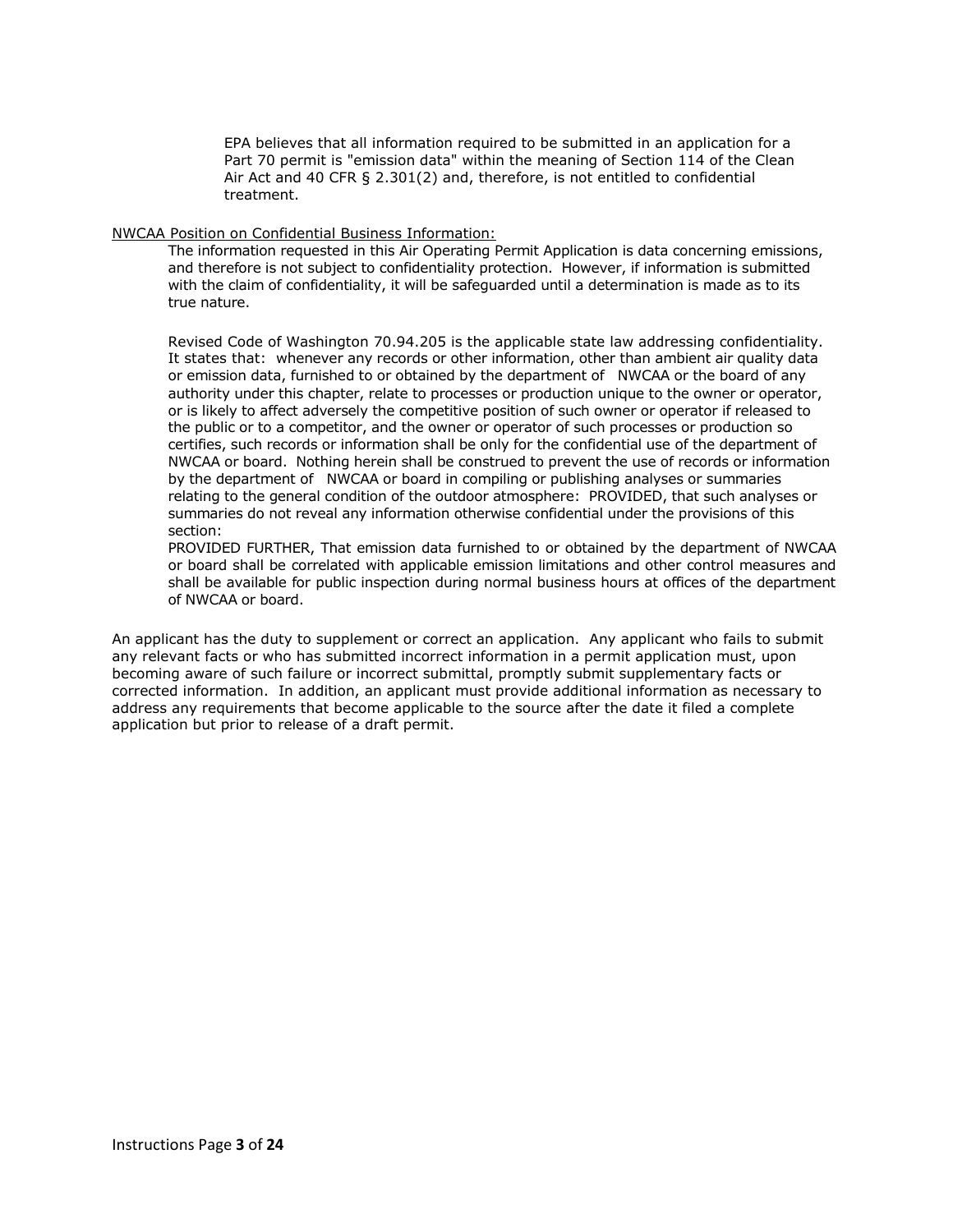> EPA believes that all information required to be submitted in an application for a Part 70 permit is "emission data" within the meaning of Section 114 of the Clean Air Act and 40 CFR § 2.301(2) and, therefore, is not entitled to confidential treatment.

<u>NWCAA Position on Confidential Business Information:</u>

> The information requested in this Air Operating Permit Application is data concerning emissions, and therefore is not subject to confidentiality protection. However, if information is submitted with the claim of confidentiality, it will be safeguarded until a determination is made as to its true nature.
>
> Revised Code of Washington 70.94.205 is the applicable state law addressing confidentiality. It states that: whenever any records or other information, other than ambient air quality data or emission data, furnished to or obtained by the department of NWCAA or the board of any authority under this chapter, relate to processes or production unique to the owner or operator, or is likely to affect adversely the competitive position of such owner or operator if released to the public or to a competitor, and the owner or operator of such processes or production so certifies, such records or information shall be only for the confidential use of the department of NWCAA or board. Nothing herein shall be construed to prevent the use of records or information by the department of NWCAA or board in compiling or publishing analyses or summaries relating to the general condition of the outdoor atmosphere: PROVIDED, that such analyses or summaries do not reveal any information otherwise confidential under the provisions of this section:
>
> PROVIDED FURTHER, That emission data furnished to or obtained by the department of NWCAA or board shall be correlated with applicable emission limitations and other control measures and shall be available for public inspection during normal business hours at offices of the department of NWCAA or board.

An applicant has the duty to supplement or correct an application. Any applicant who fails to submit any relevant facts or who has submitted incorrect information in a permit application must, upon becoming aware of such failure or incorrect submittal, promptly submit supplementary facts or corrected information. In addition, an applicant must provide additional information as necessary to address any requirements that become applicable to the source after the date it filed a complete application but prior to release of a draft permit.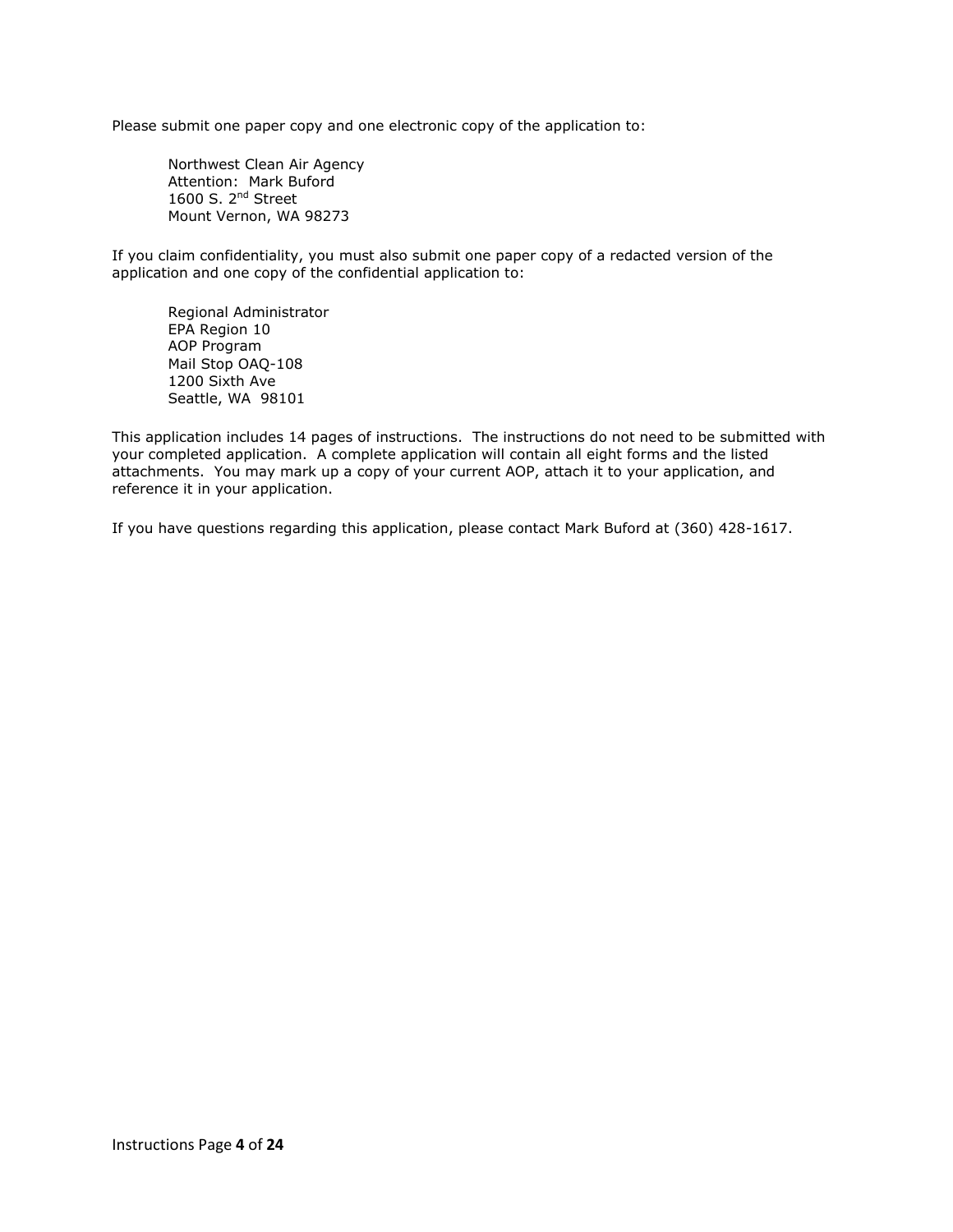Please submit one paper copy and one electronic copy of the application to:

> Northwest Clean Air Agency
> Attention: Mark Buford
> 1600 S. 2nd Street
> Mount Vernon, WA 98273

If you claim confidentiality, you must also submit one paper copy of a redacted version of the application and one copy of the confidential application to:

> Regional Administrator
> EPA Region 10
> AOP Program
> Mail Stop OAQ-108
> 1200 Sixth Ave
> Seattle, WA 98101

This application includes 14 pages of instructions. The instructions do not need to be submitted with your completed application. A complete application will contain all eight forms and the listed attachments. You may mark up a copy of your current AOP, attach it to your application, and reference it in your application.

If you have questions regarding this application, please contact Mark Buford at (360) 428-1617.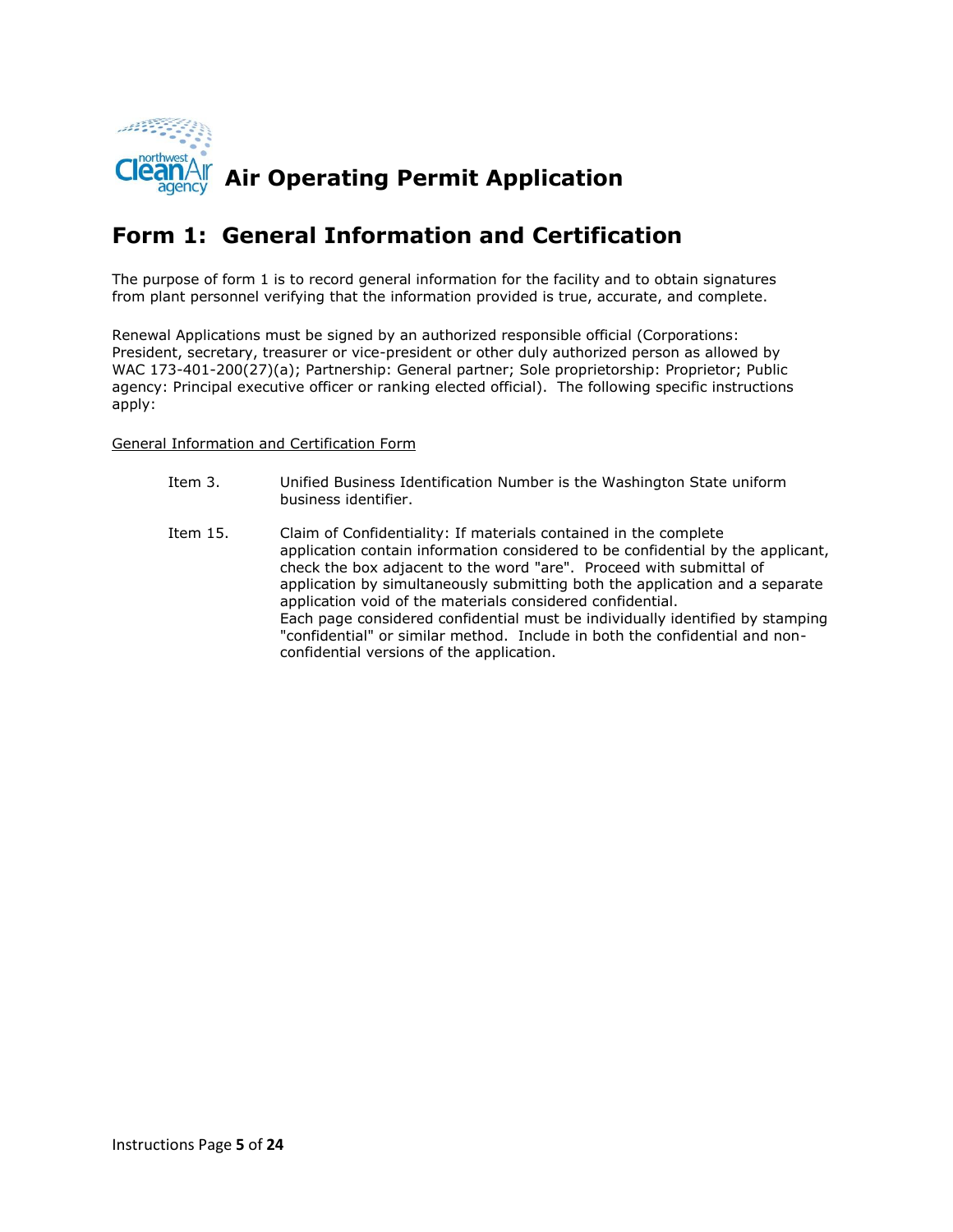# Air Operating Permit Application

## Form 1: General Information and Certification

The purpose of form 1 is to record general information for the facility and to obtain signatures from plant personnel verifying that the information provided is true, accurate, and complete.

Renewal Applications must be signed by an authorized responsible official (Corporations: President, secretary, treasurer or vice-president or other duly authorized person as allowed by WAC 173-401-200(27)(a); Partnership: General partner; Sole proprietorship: Proprietor; Public agency: Principal executive officer or ranking elected official). The following specific instructions apply:

General Information and Certification Form

Item 3. Unified Business Identification Number is the Washington State uniform business identifier.

Item 15. Claim of Confidentiality: If materials contained in the complete application contain information considered to be confidential by the applicant, check the box adjacent to the word "are". Proceed with submittal of application by simultaneously submitting both the application and a separate application void of the materials considered confidential.
Each page considered confidential must be individually identified by stamping "confidential" or similar method. Include in both the confidential and non-confidential versions of the application.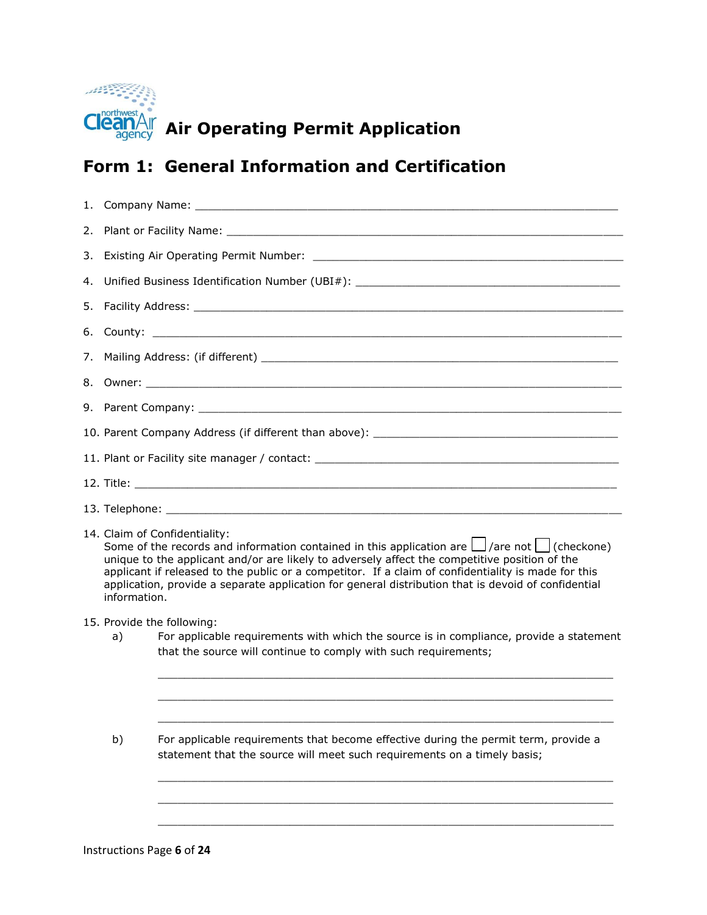# Air Operating Permit Application

## Form 1: General Information and Certification

1. Company Name: ___________________________________________________________________
2. Plant or Facility Name: ______________________________________________________________
3. Existing Air Operating Permit Number: ________________________________________________
4. Unified Business Identification Number (UBI#): __________________________________________
5. Facility Address: ___________________________________________________________________
6. County: _________________________________________________________________________
7. Mailing Address: (if different) ________________________________________________________
8. Owner: __________________________________________________________________________
9. Parent Company: ___________________________________________________________________
10. Parent Company Address (if different than above): _____________________________________
11. Plant or Facility site manager / contact: _______________________________________________
12. Title: ___________________________________________________________________________
13. Telephone: ______________________________________________________________________
14. Claim of Confidentiality:
    Some of the records and information contained in this application are ☐ /are not ☐ (checkone) unique to the applicant and/or are likely to adversely affect the competitive position of the applicant if released to the public or a competitor. If a claim of confidentiality is made for this application, provide a separate application for general distribution that is devoid of confidential information.
15. Provide the following:
    a) For applicable requirements with which the source is in compliance, provide a statement that the source will continue to comply with such requirements;

       ____________________________________________________________________

       ____________________________________________________________________

       ____________________________________________________________________

    b) For applicable requirements that become effective during the permit term, provide a statement that the source will meet such requirements on a timely basis;

       ____________________________________________________________________

       ____________________________________________________________________

       ____________________________________________________________________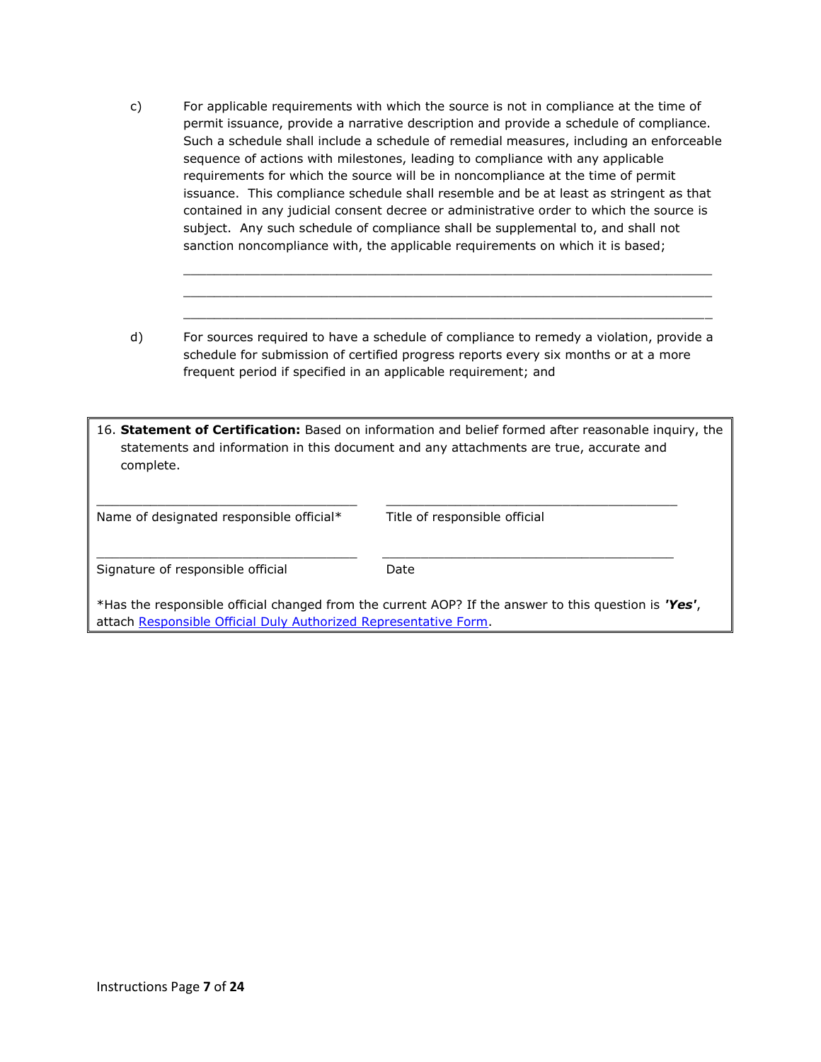c) For applicable requirements with which the source is not in compliance at the time of permit issuance, provide a narrative description and provide a schedule of compliance. Such a schedule shall include a schedule of remedial measures, including an enforceable sequence of actions with milestones, leading to compliance with any applicable requirements for which the source will be in noncompliance at the time of permit issuance. This compliance schedule shall resemble and be at least as stringent as that contained in any judicial consent decree or administrative order to which the source is subject. Any such schedule of compliance shall be supplemental to, and shall not sanction noncompliance with, the applicable requirements on which it is based;

______________________________________________________________________

______________________________________________________________________

______________________________________________________________________

d) For sources required to have a schedule of compliance to remedy a violation, provide a schedule for submission of certified progress reports every six months or at a more frequent period if specified in an applicable requirement; and

16. **Statement of Certification:** Based on information and belief formed after reasonable inquiry, the statements and information in this document and any attachments are true, accurate and complete.

| | |
|---|---|
| ___________________________________ | ________________________________________ |
| Name of designated responsible official* | Title of responsible official |
| ___________________________________ | ________________________________________ |
| Signature of responsible official | Date |

*Has the responsible official changed from the current AOP? If the answer to this question is ***'Yes'***, attach Responsible Official Duly Authorized Representative Form.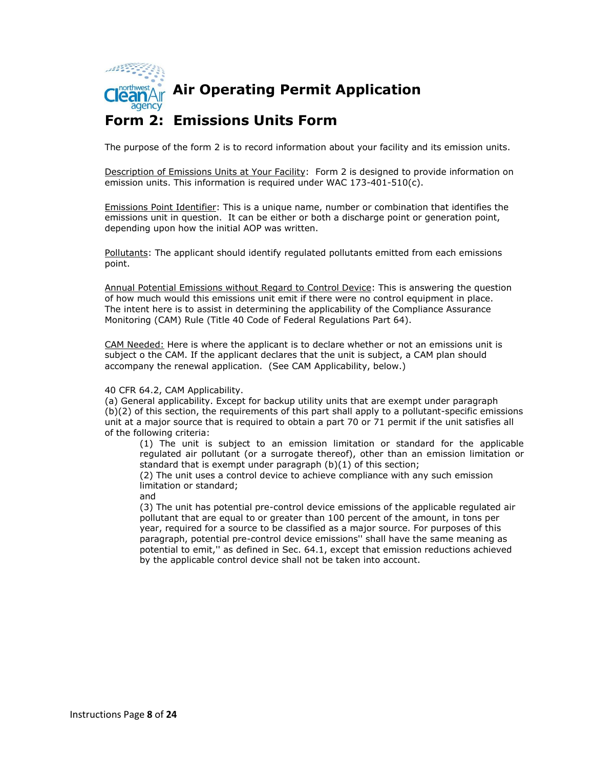# Air Operating Permit Application

## Form 2: Emissions Units Form

The purpose of the form 2 is to record information about your facility and its emission units.

Description of Emissions Units at Your Facility: Form 2 is designed to provide information on emission units. This information is required under WAC 173-401-510(c).

Emissions Point Identifier: This is a unique name, number or combination that identifies the emissions unit in question. It can be either or both a discharge point or generation point, depending upon how the initial AOP was written.

Pollutants: The applicant should identify regulated pollutants emitted from each emissions point.

Annual Potential Emissions without Regard to Control Device: This is answering the question of how much would this emissions unit emit if there were no control equipment in place. The intent here is to assist in determining the applicability of the Compliance Assurance Monitoring (CAM) Rule (Title 40 Code of Federal Regulations Part 64).

CAM Needed: Here is where the applicant is to declare whether or not an emissions unit is subject o the CAM. If the applicant declares that the unit is subject, a CAM plan should accompany the renewal application. (See CAM Applicability, below.)

40 CFR 64.2, CAM Applicability.
(a) General applicability. Except for backup utility units that are exempt under paragraph (b)(2) of this section, the requirements of this part shall apply to a pollutant-specific emissions unit at a major source that is required to obtain a part 70 or 71 permit if the unit satisfies all of the following criteria:

> (1) The unit is subject to an emission limitation or standard for the applicable regulated air pollutant (or a surrogate thereof), other than an emission limitation or standard that is exempt under paragraph (b)(1) of this section;
> (2) The unit uses a control device to achieve compliance with any such emission limitation or standard;
> and
> (3) The unit has potential pre-control device emissions of the applicable regulated air pollutant that are equal to or greater than 100 percent of the amount, in tons per year, required for a source to be classified as a major source. For purposes of this paragraph, potential pre-control device emissions'' shall have the same meaning as potential to emit,'' as defined in Sec. 64.1, except that emission reductions achieved by the applicable control device shall not be taken into account.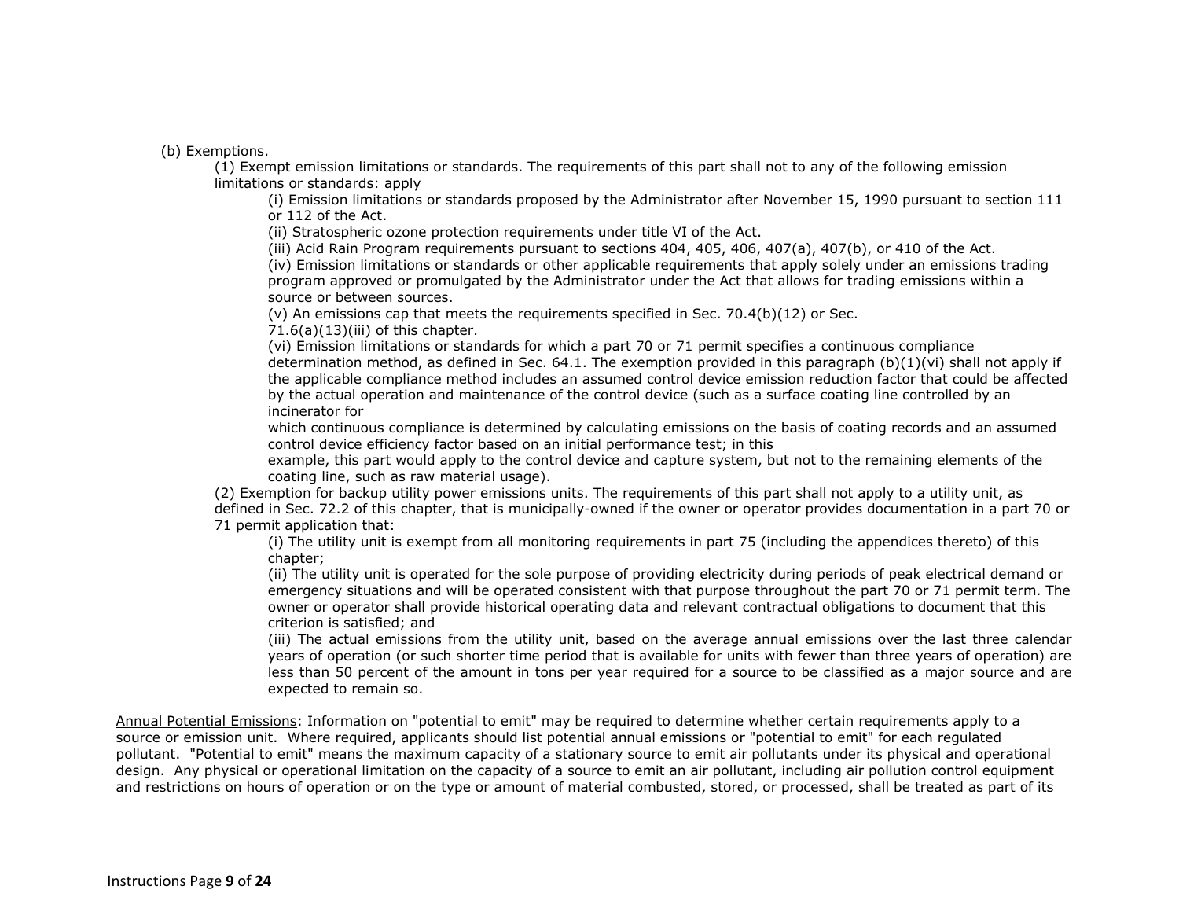(b) Exemptions.

(1) Exempt emission limitations or standards. The requirements of this part shall not to any of the following emission limitations or standards: apply

(i) Emission limitations or standards proposed by the Administrator after November 15, 1990 pursuant to section 111 or 112 of the Act.

(ii) Stratospheric ozone protection requirements under title VI of the Act.

(iii) Acid Rain Program requirements pursuant to sections 404, 405, 406, 407(a), 407(b), or 410 of the Act.

(iv) Emission limitations or standards or other applicable requirements that apply solely under an emissions trading program approved or promulgated by the Administrator under the Act that allows for trading emissions within a source or between sources.

(v) An emissions cap that meets the requirements specified in Sec. 70.4(b)(12) or Sec. 71.6(a)(13)(iii) of this chapter.

(vi) Emission limitations or standards for which a part 70 or 71 permit specifies a continuous compliance determination method, as defined in Sec. 64.1. The exemption provided in this paragraph (b)(1)(vi) shall not apply if the applicable compliance method includes an assumed control device emission reduction factor that could be affected by the actual operation and maintenance of the control device (such as a surface coating line controlled by an incinerator for which continuous compliance is determined by calculating emissions on the basis of coating records and an assumed control device efficiency factor based on an initial performance test; in this example, this part would apply to the control device and capture system, but not to the remaining elements of the coating line, such as raw material usage).

(2) Exemption for backup utility power emissions units. The requirements of this part shall not apply to a utility unit, as defined in Sec. 72.2 of this chapter, that is municipally-owned if the owner or operator provides documentation in a part 70 or 71 permit application that:

(i) The utility unit is exempt from all monitoring requirements in part 75 (including the appendices thereto) of this chapter;

(ii) The utility unit is operated for the sole purpose of providing electricity during periods of peak electrical demand or emergency situations and will be operated consistent with that purpose throughout the part 70 or 71 permit term. The owner or operator shall provide historical operating data and relevant contractual obligations to document that this criterion is satisfied; and

(iii) The actual emissions from the utility unit, based on the average annual emissions over the last three calendar years of operation (or such shorter time period that is available for units with fewer than three years of operation) are less than 50 percent of the amount in tons per year required for a source to be classified as a major source and are expected to remain so.

Annual Potential Emissions: Information on "potential to emit" may be required to determine whether certain requirements apply to a source or emission unit. Where required, applicants should list potential annual emissions or "potential to emit" for each regulated pollutant. "Potential to emit" means the maximum capacity of a stationary source to emit air pollutants under its physical and operational design. Any physical or operational limitation on the capacity of a source to emit an air pollutant, including air pollution control equipment and restrictions on hours of operation or on the type or amount of material combusted, stored, or processed, shall be treated as part of its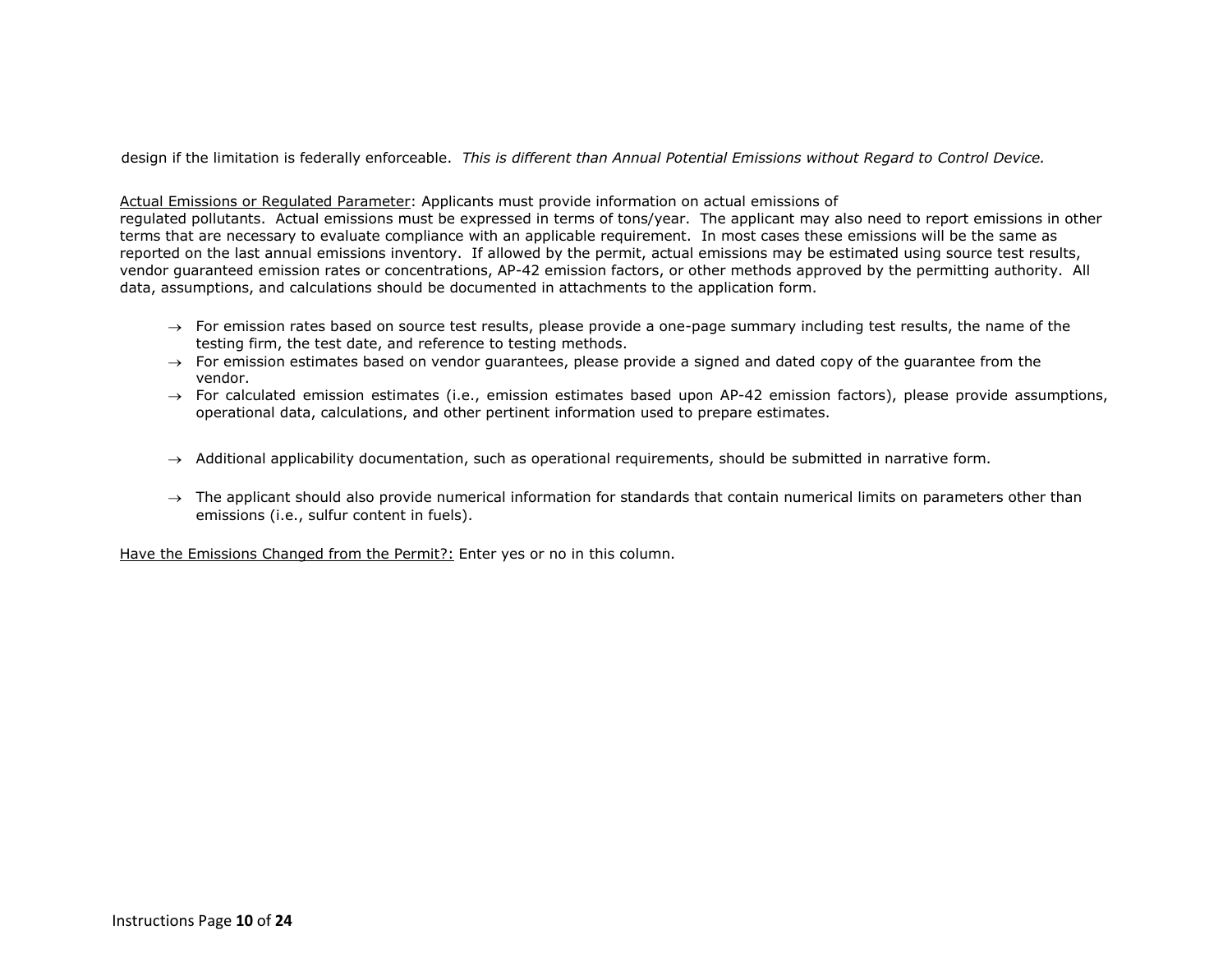design if the limitation is federally enforceable. *This is different than Annual Potential Emissions without Regard to Control Device.*

<u>Actual Emissions or Regulated Parameter</u>: Applicants must provide information on actual emissions of regulated pollutants. Actual emissions must be expressed in terms of tons/year. The applicant may also need to report emissions in other terms that are necessary to evaluate compliance with an applicable requirement. In most cases these emissions will be the same as reported on the last annual emissions inventory. If allowed by the permit, actual emissions may be estimated using source test results, vendor guaranteed emission rates or concentrations, AP-42 emission factors, or other methods approved by the permitting authority. All data, assumptions, and calculations should be documented in attachments to the application form.

- → For emission rates based on source test results, please provide a one-page summary including test results, the name of the testing firm, the test date, and reference to testing methods.
- → For emission estimates based on vendor guarantees, please provide a signed and dated copy of the guarantee from the vendor.
- → For calculated emission estimates (i.e., emission estimates based upon AP-42 emission factors), please provide assumptions, operational data, calculations, and other pertinent information used to prepare estimates.
- → Additional applicability documentation, such as operational requirements, should be submitted in narrative form.
- → The applicant should also provide numerical information for standards that contain numerical limits on parameters other than emissions (i.e., sulfur content in fuels).

<u>Have the Emissions Changed from the Permit?:</u> Enter yes or no in this column.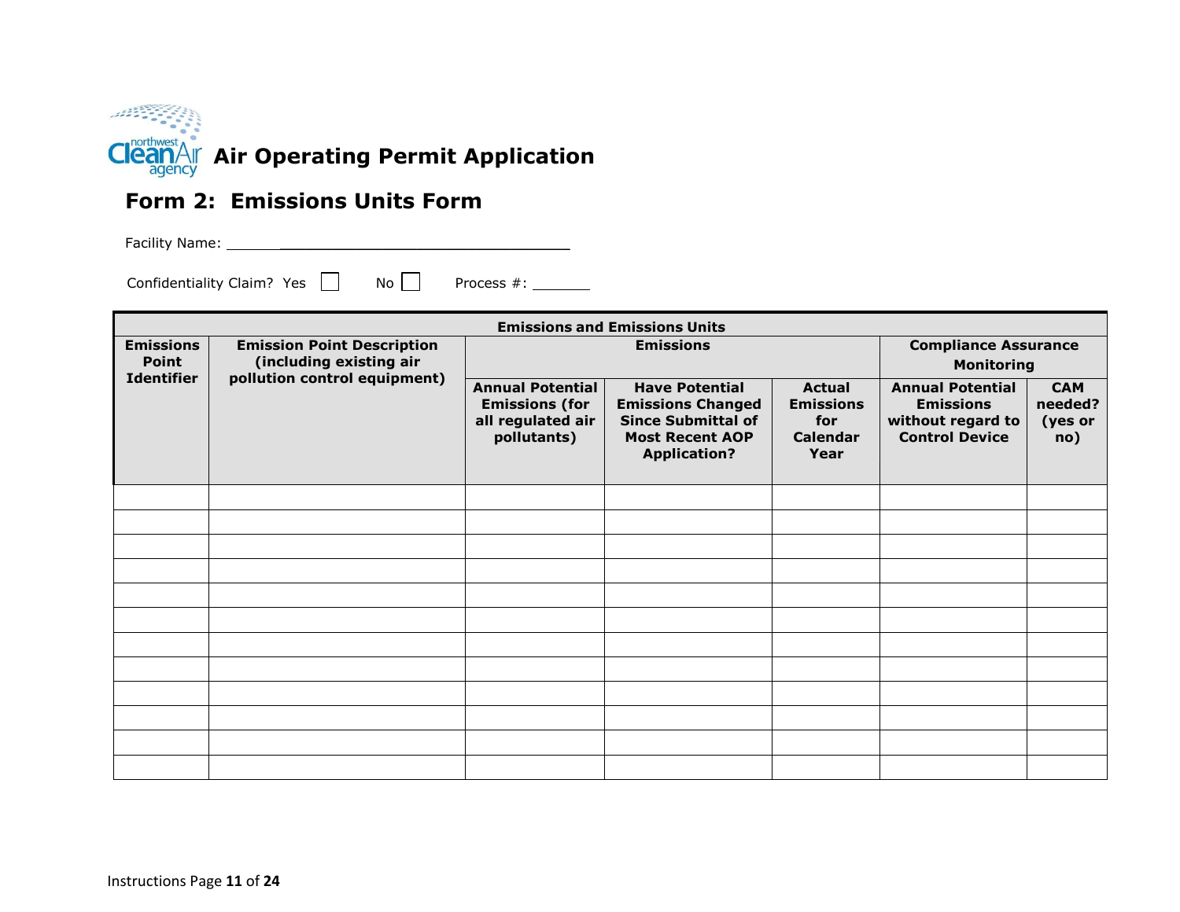# Air Operating Permit Application

## Form 2: Emissions Units Form

Facility Name: ________________________________

Confidentiality Claim? Yes ☐ No ☐ Process #: _______

| Emissions and Emissions Units | | | | | | |
|---|---|---|---|---|---|---|
| **Emissions Point Identifier** | **Emission Point Description (including existing air pollution control equipment)** | **Emissions** | | | **Compliance Assurance Monitoring** | |
| | | **Annual Potential Emissions (for all regulated air pollutants)** | **Have Potential Emissions Changed Since Submittal of Most Recent AOP Application?** | **Actual Emissions for Calendar Year** | **Annual Potential Emissions without regard to Control Device** | **CAM needed? (yes or no)** |
| | | | | | | |
| | | | | | | |
| | | | | | | |
| | | | | | | |
| | | | | | | |
| | | | | | | |
| | | | | | | |
| | | | | | | |
| | | | | | | |
| | | | | | | |
| | | | | | | |
| | | | | | | |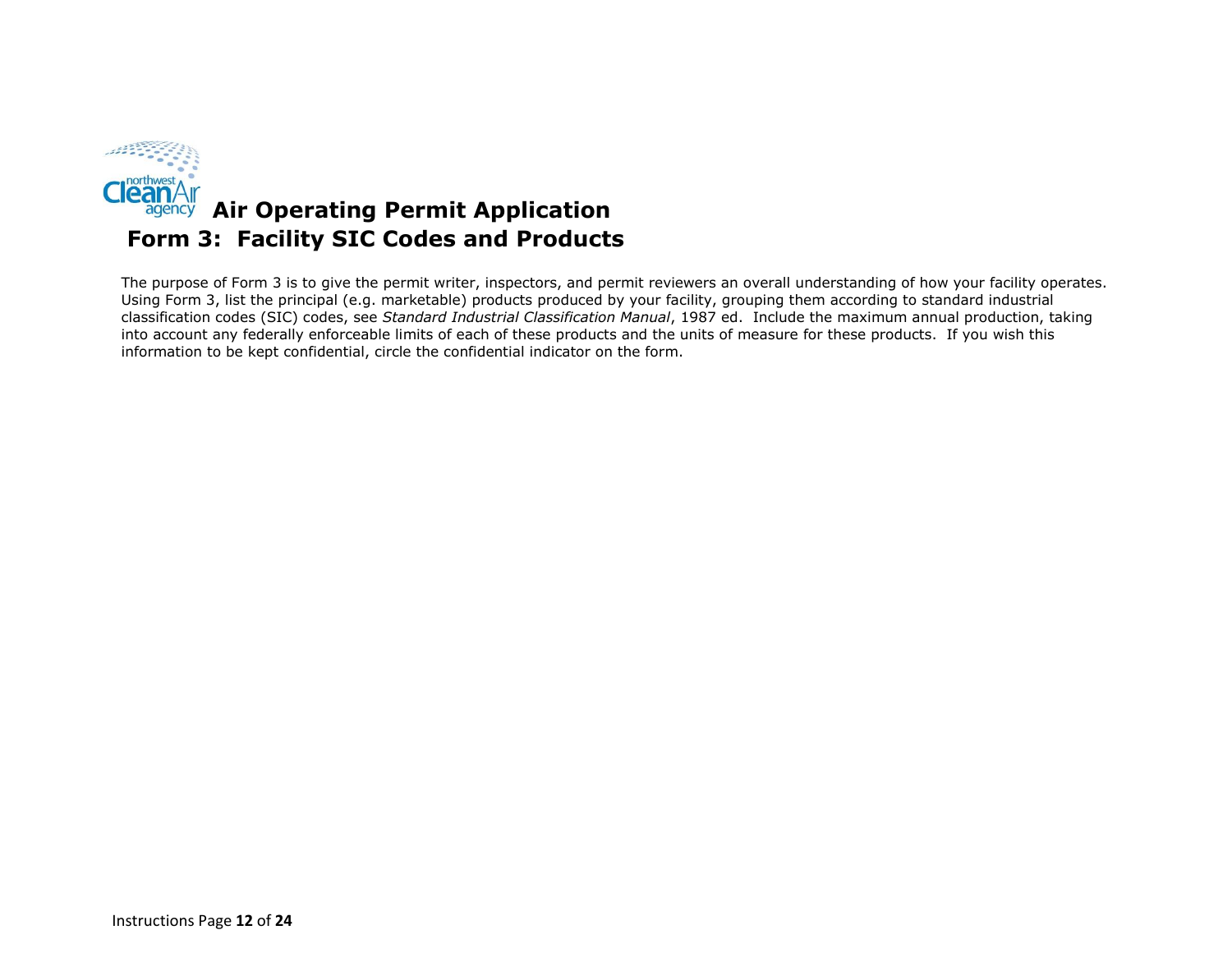# Air Operating Permit Application

## Form 3: Facility SIC Codes and Products

The purpose of Form 3 is to give the permit writer, inspectors, and permit reviewers an overall understanding of how your facility operates. Using Form 3, list the principal (e.g. marketable) products produced by your facility, grouping them according to standard industrial classification codes (SIC) codes, see *Standard Industrial Classification Manual*, 1987 ed. Include the maximum annual production, taking into account any federally enforceable limits of each of these products and the units of measure for these products. If you wish this information to be kept confidential, circle the confidential indicator on the form.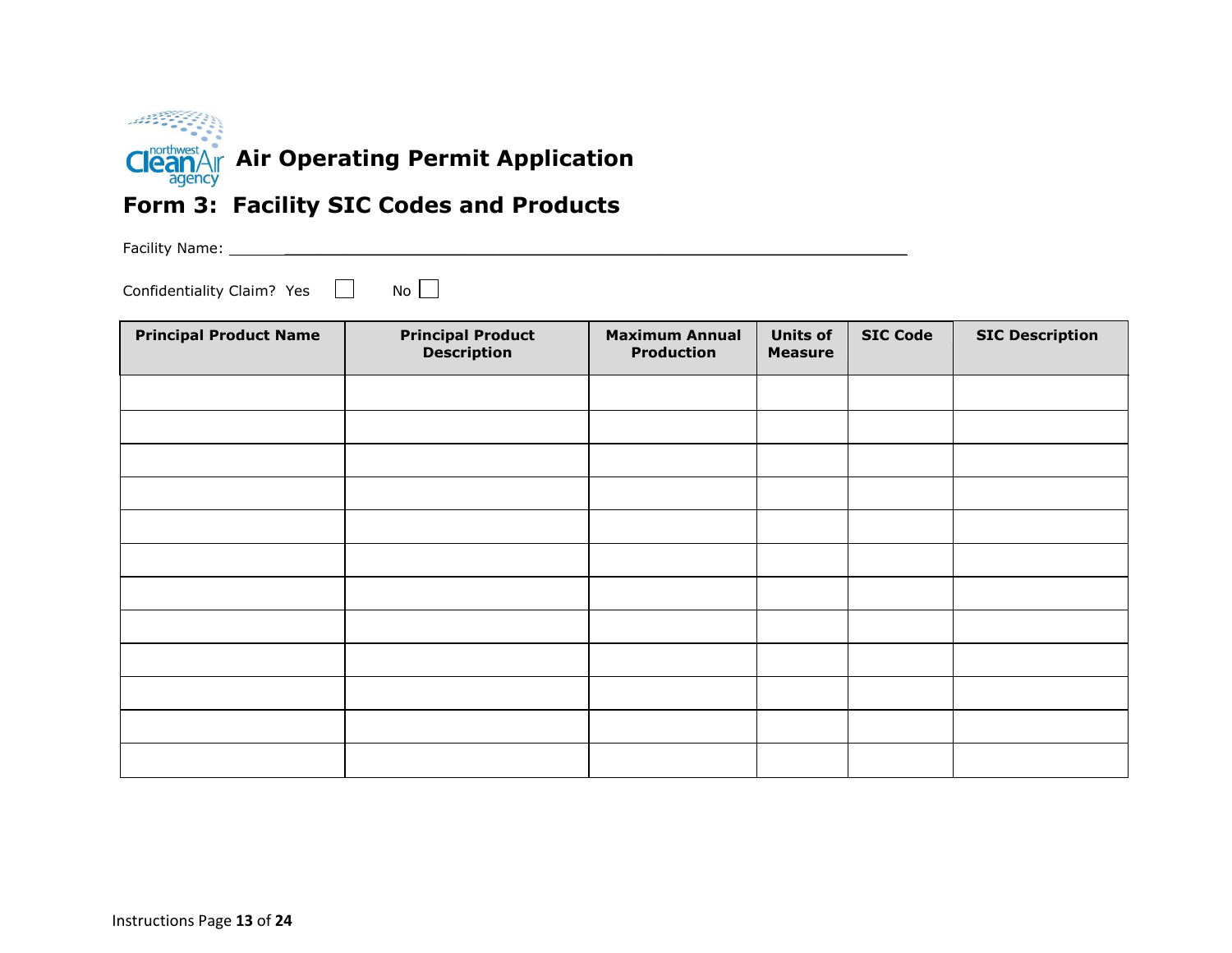# Air Operating Permit Application

## Form 3: Facility SIC Codes and Products

Facility Name: ______________________________________________________________

Confidentiality Claim? Yes ☐ No ☐

| Principal Product Name | Principal Product Description | Maximum Annual Production | Units of Measure | SIC Code | SIC Description |
|---|---|---|---|---|---|
| | | | | | |
| | | | | | |
| | | | | | |
| | | | | | |
| | | | | | |
| | | | | | |
| | | | | | |
| | | | | | |
| | | | | | |
| | | | | | |
| | | | | | |
| | | | | | |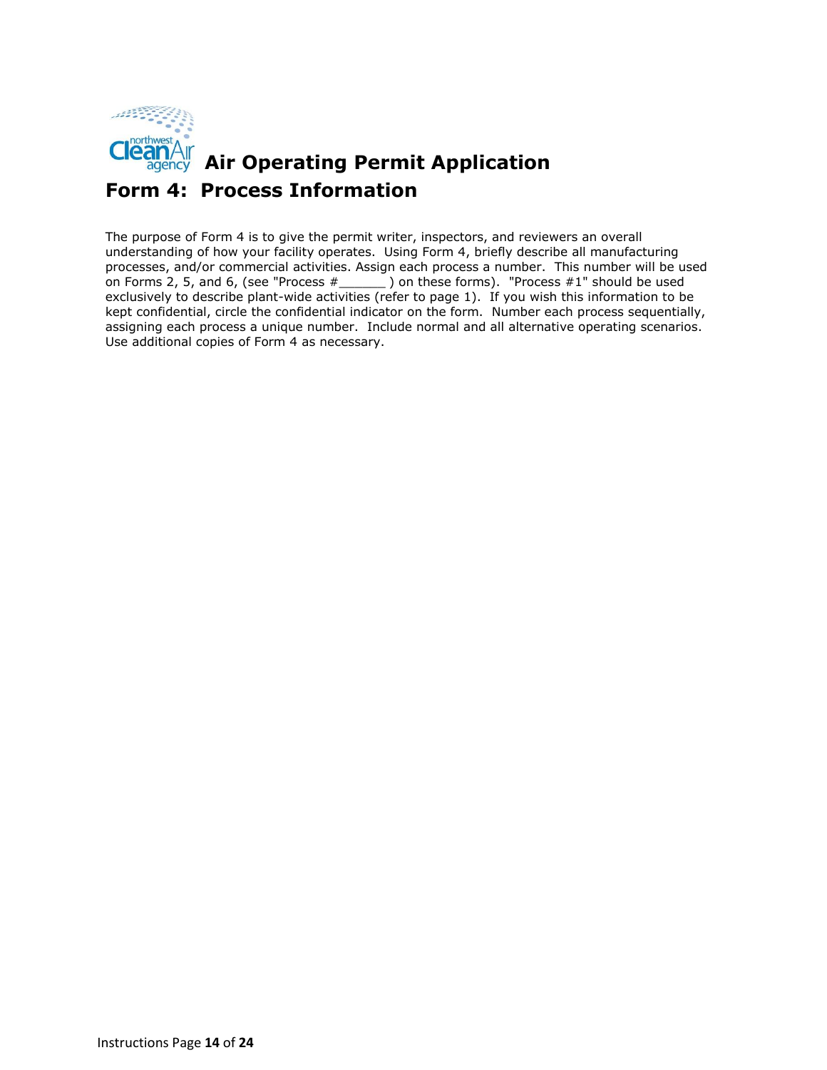# Air Operating Permit Application

## Form 4: Process Information

The purpose of Form 4 is to give the permit writer, inspectors, and reviewers an overall understanding of how your facility operates. Using Form 4, briefly describe all manufacturing processes, and/or commercial activities. Assign each process a number. This number will be used on Forms 2, 5, and 6, (see "Process #______ ) on these forms). "Process #1" should be used exclusively to describe plant-wide activities (refer to page 1). If you wish this information to be kept confidential, circle the confidential indicator on the form. Number each process sequentially, assigning each process a unique number. Include normal and all alternative operating scenarios. Use additional copies of Form 4 as necessary.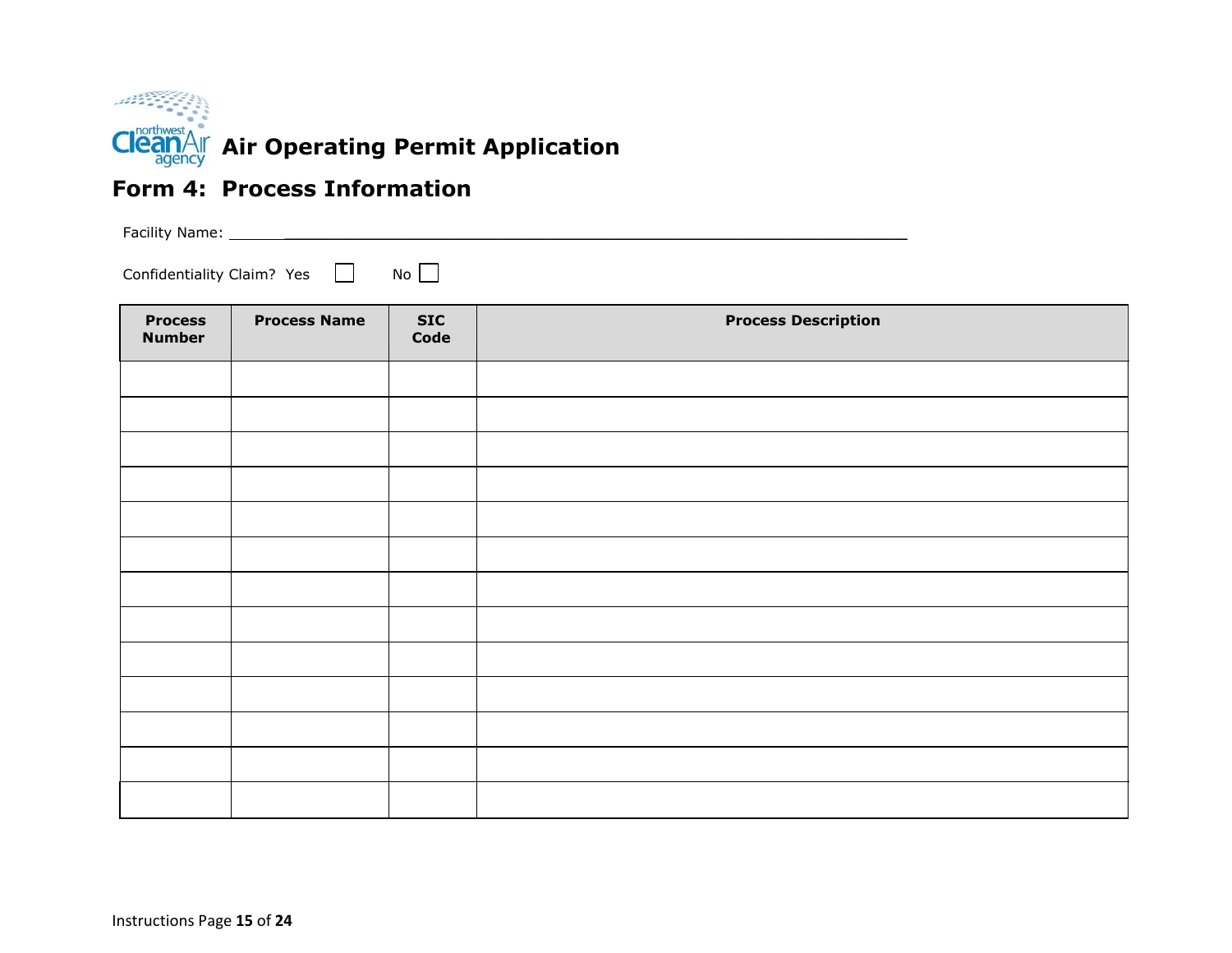# Air Operating Permit Application

## Form 4: Process Information

Facility Name: ___________________________________________________________________

Confidentiality Claim? Yes ☐ No ☐

| Process Number | Process Name | SIC Code | Process Description |
|---|---|---|---|
| | | | |
| | | | |
| | | | |
| | | | |
| | | | |
| | | | |
| | | | |
| | | | |
| | | | |
| | | | |
| | | | |
| | | | |
| | | | |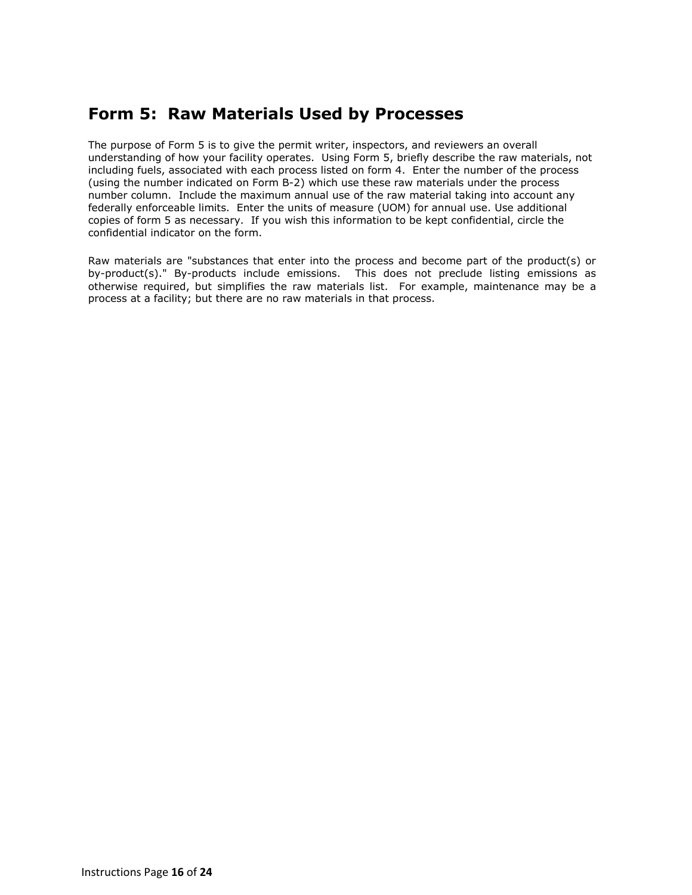# Form 5:  Raw Materials Used by Processes

The purpose of Form 5 is to give the permit writer, inspectors, and reviewers an overall understanding of how your facility operates.  Using Form 5, briefly describe the raw materials, not including fuels, associated with each process listed on form 4.  Enter the number of the process (using the number indicated on Form B-2) which use these raw materials under the process number column.  Include the maximum annual use of the raw material taking into account any federally enforceable limits.  Enter the units of measure (UOM) for annual use. Use additional copies of form 5 as necessary.  If you wish this information to be kept confidential, circle the confidential indicator on the form.

Raw materials are "substances that enter into the process and become part of the product(s) or by-product(s)."  By-products include emissions.  This does not preclude listing emissions as otherwise required, but simplifies the raw materials list.  For example, maintenance may be a process at a facility; but there are no raw materials in that process.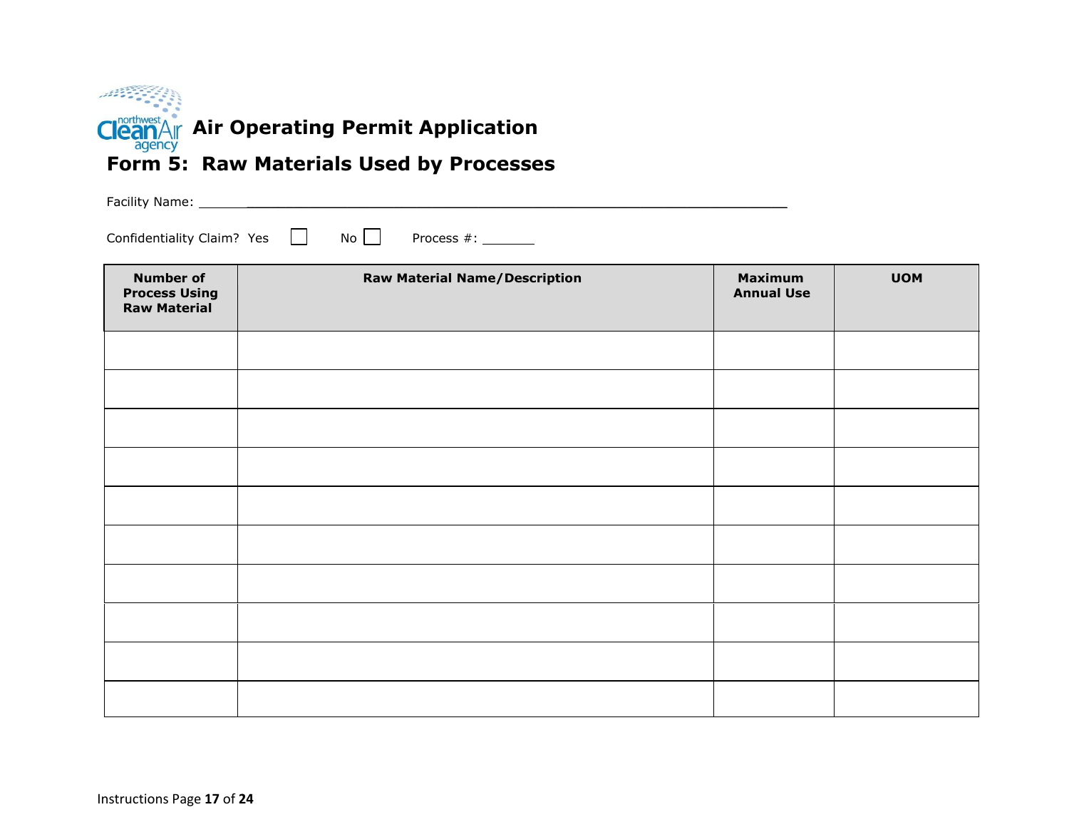# Air Operating Permit Application

## Form 5: Raw Materials Used by Processes

Facility Name: ___________________________________________________________________________

Confidentiality Claim? Yes ☐ No ☐ Process #: _______

| Number of Process Using Raw Material | Raw Material Name/Description | Maximum Annual Use | UOM |
|---|---|---|---|
| | | | |
| | | | |
| | | | |
| | | | |
| | | | |
| | | | |
| | | | |
| | | | |
| | | | |
| | | | |

Instructions Page 17 of 24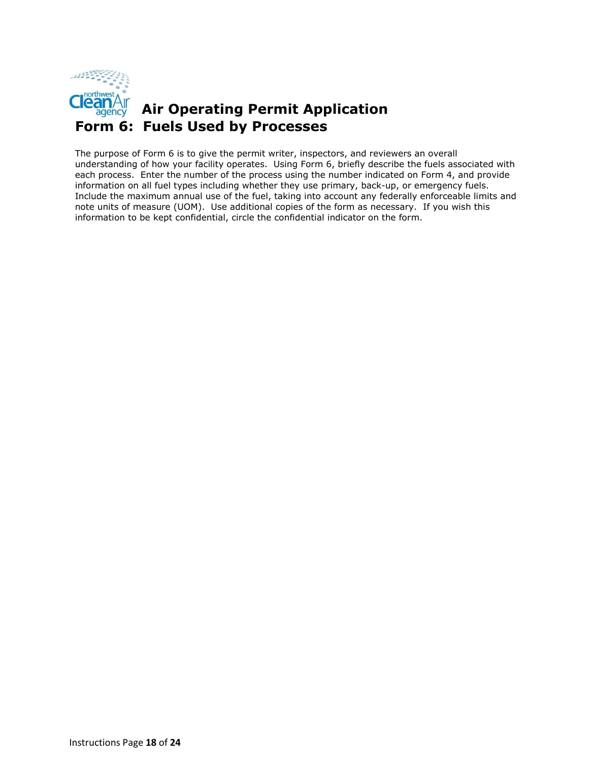# Air Operating Permit Application
## Form 6: Fuels Used by Processes

The purpose of Form 6 is to give the permit writer, inspectors, and reviewers an overall understanding of how your facility operates. Using Form 6, briefly describe the fuels associated with each process. Enter the number of the process using the number indicated on Form 4, and provide information on all fuel types including whether they use primary, back-up, or emergency fuels. Include the maximum annual use of the fuel, taking into account any federally enforceable limits and note units of measure (UOM). Use additional copies of the form as necessary. If you wish this information to be kept confidential, circle the confidential indicator on the form.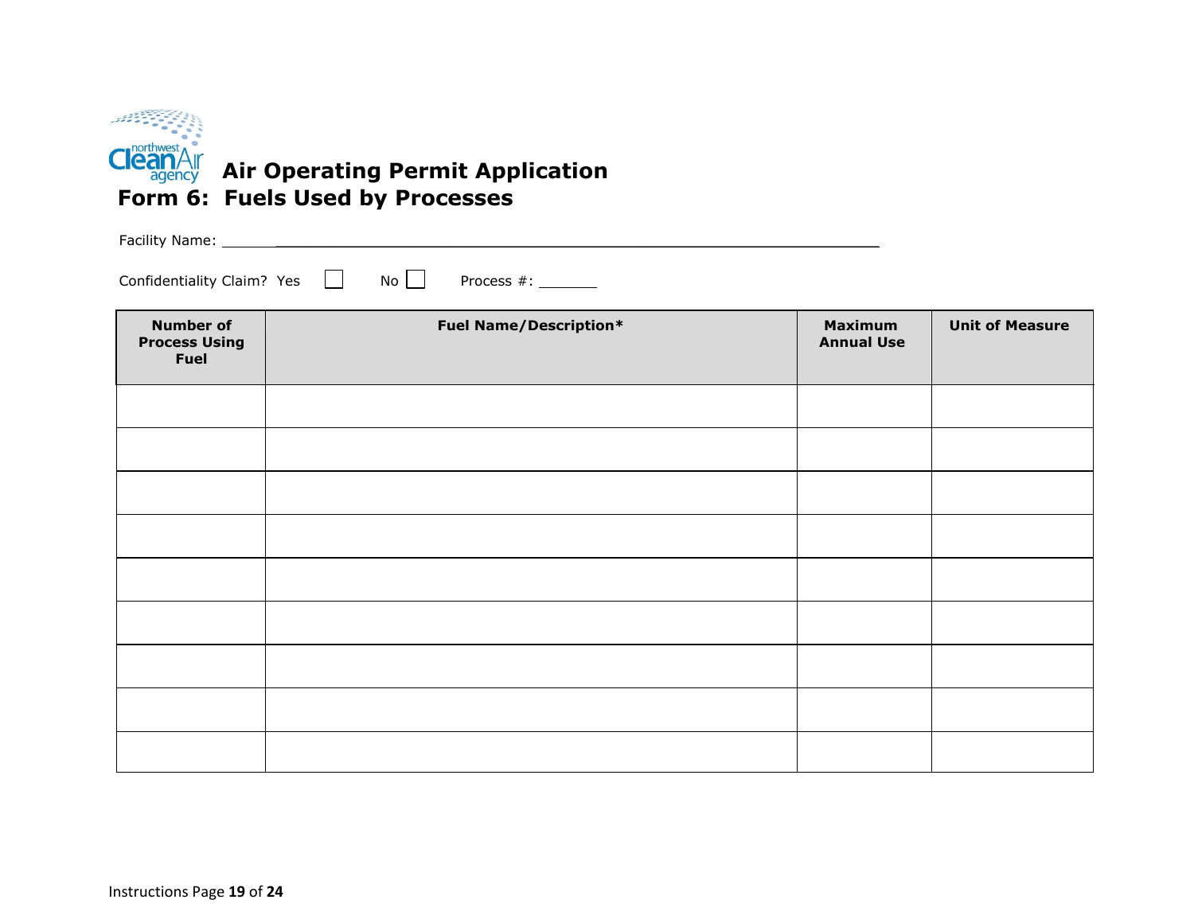# Air Operating Permit Application

## Form 6: Fuels Used by Processes

Facility Name: ______________________________________________________________

Confidentiality Claim? Yes ☐ No ☐ Process #: _______

| Number of Process Using Fuel | Fuel Name/Description* | Maximum Annual Use | Unit of Measure |
|---|---|---|---|
| | | | |
| | | | |
| | | | |
| | | | |
| | | | |
| | | | |
| | | | |
| | | | |
| | | | |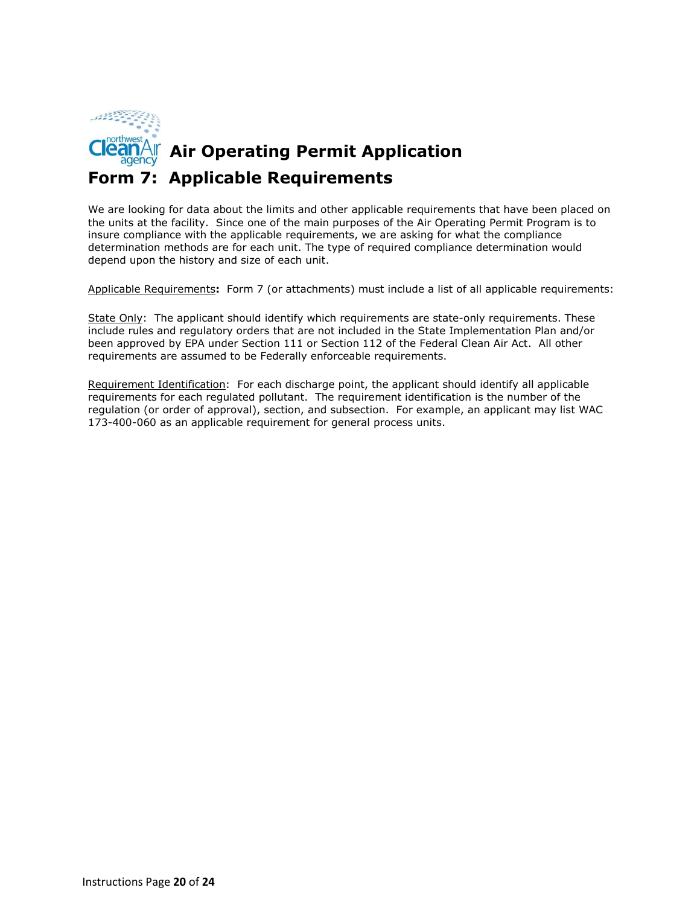# Air Operating Permit Application

## Form 7: Applicable Requirements

We are looking for data about the limits and other applicable requirements that have been placed on the units at the facility. Since one of the main purposes of the Air Operating Permit Program is to insure compliance with the applicable requirements, we are asking for what the compliance determination methods are for each unit. The type of required compliance determination would depend upon the history and size of each unit.

Applicable Requirements**:** Form 7 (or attachments) must include a list of all applicable requirements:

State Only: The applicant should identify which requirements are state-only requirements. These include rules and regulatory orders that are not included in the State Implementation Plan and/or been approved by EPA under Section 111 or Section 112 of the Federal Clean Air Act. All other requirements are assumed to be Federally enforceable requirements.

Requirement Identification: For each discharge point, the applicant should identify all applicable requirements for each regulated pollutant. The requirement identification is the number of the regulation (or order of approval), section, and subsection. For example, an applicant may list WAC 173-400-060 as an applicable requirement for general process units.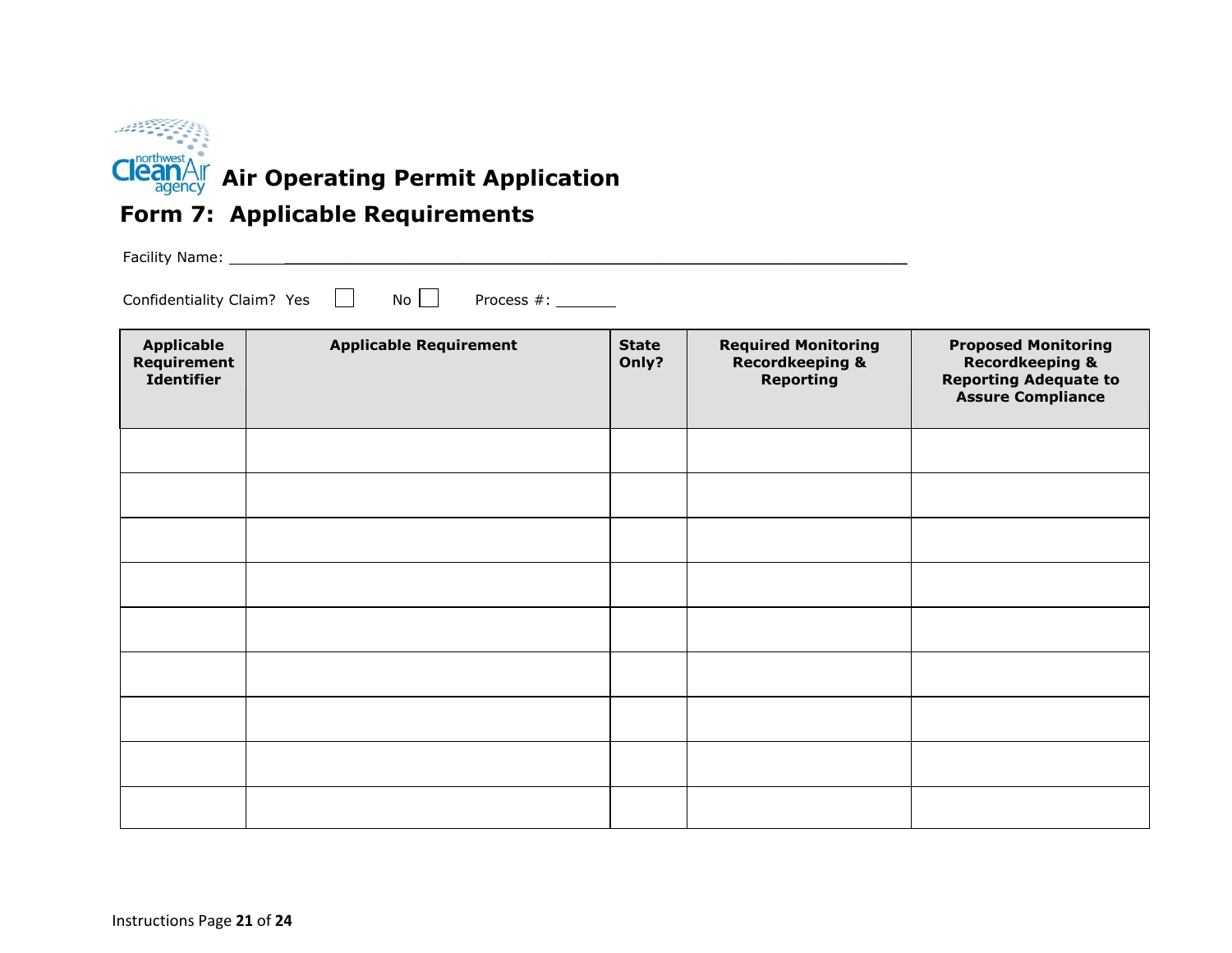# Air Operating Permit Application

## Form 7: Applicable Requirements

Facility Name: ______________________________________________________________

Confidentiality Claim? Yes ☐ No ☐ Process #: _______

| Applicable Requirement Identifier | Applicable Requirement | State Only? | Required Monitoring Recordkeeping & Reporting | Proposed Monitoring Recordkeeping & Reporting Adequate to Assure Compliance |
|---|---|---|---|---|
| | | | | |
| | | | | |
| | | | | |
| | | | | |
| | | | | |
| | | | | |
| | | | | |
| | | | | |
| | | | | |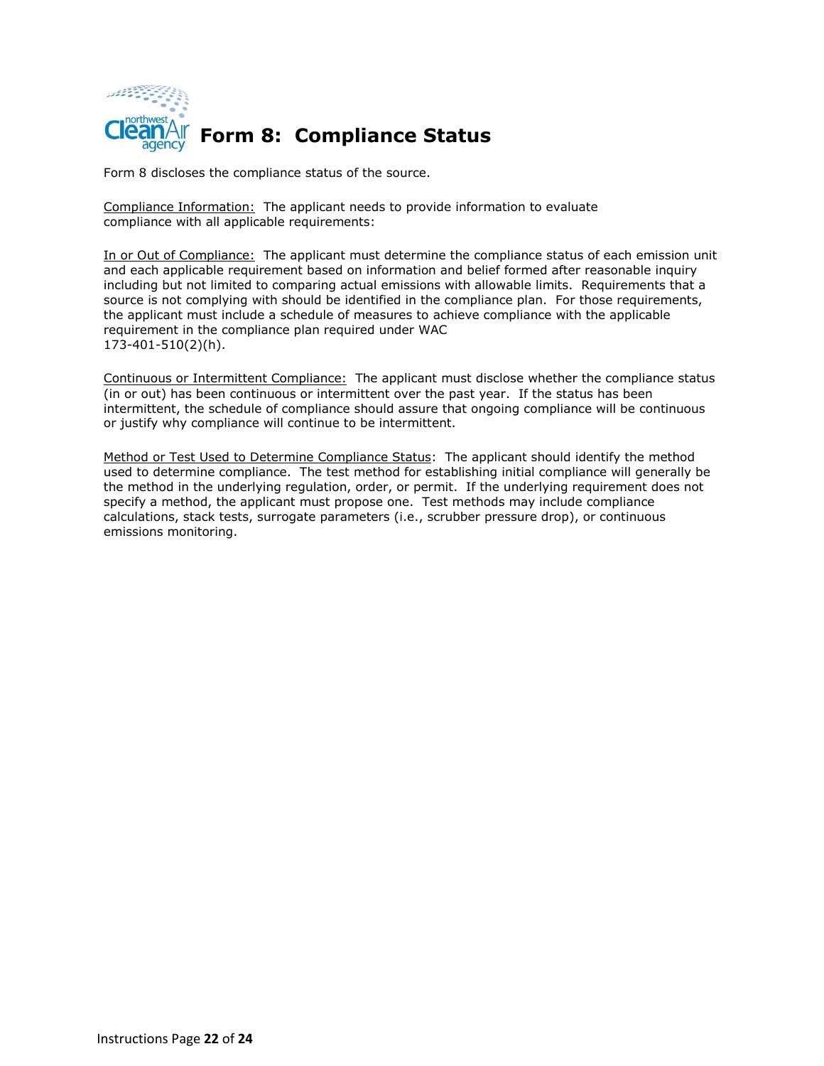# Form 8: Compliance Status

Form 8 discloses the compliance status of the source.

<u>Compliance Information:</u> The applicant needs to provide information to evaluate compliance with all applicable requirements:

<u>In or Out of Compliance:</u> The applicant must determine the compliance status of each emission unit and each applicable requirement based on information and belief formed after reasonable inquiry including but not limited to comparing actual emissions with allowable limits. Requirements that a source is not complying with should be identified in the compliance plan. For those requirements, the applicant must include a schedule of measures to achieve compliance with the applicable requirement in the compliance plan required under WAC 173-401-510(2)(h).

<u>Continuous or Intermittent Compliance:</u> The applicant must disclose whether the compliance status (in or out) has been continuous or intermittent over the past year. If the status has been intermittent, the schedule of compliance should assure that ongoing compliance will be continuous or justify why compliance will continue to be intermittent.

<u>Method or Test Used to Determine Compliance Status</u>: The applicant should identify the method used to determine compliance. The test method for establishing initial compliance will generally be the method in the underlying regulation, order, or permit. If the underlying requirement does not specify a method, the applicant must propose one. Test methods may include compliance calculations, stack tests, surrogate parameters (i.e., scrubber pressure drop), or continuous emissions monitoring.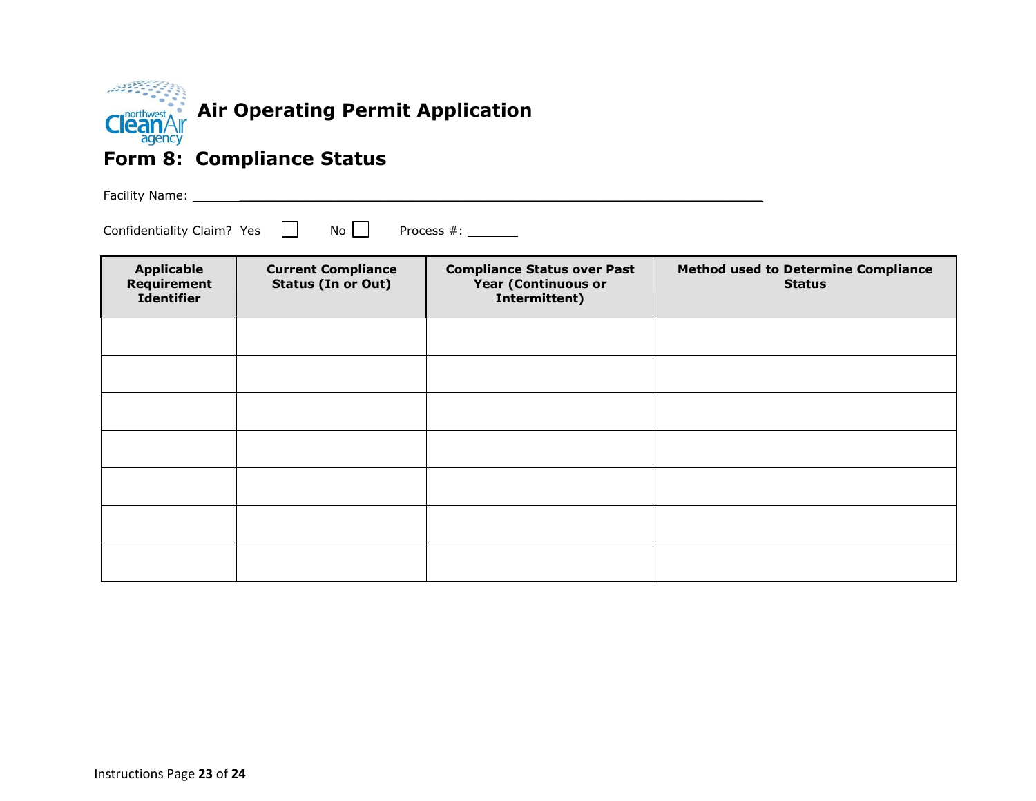# Air Operating Permit Application

## Form 8: Compliance Status

Facility Name: ____________________________________________________________

Confidentiality Claim? Yes ☐ No ☐ Process #: _______

| Applicable Requirement Identifier | Current Compliance Status (In or Out) | Compliance Status over Past Year (Continuous or Intermittent) | Method used to Determine Compliance Status |
|---|---|---|---|
| | | | |
| | | | |
| | | | |
| | | | |
| | | | |
| | | | |
| | | | |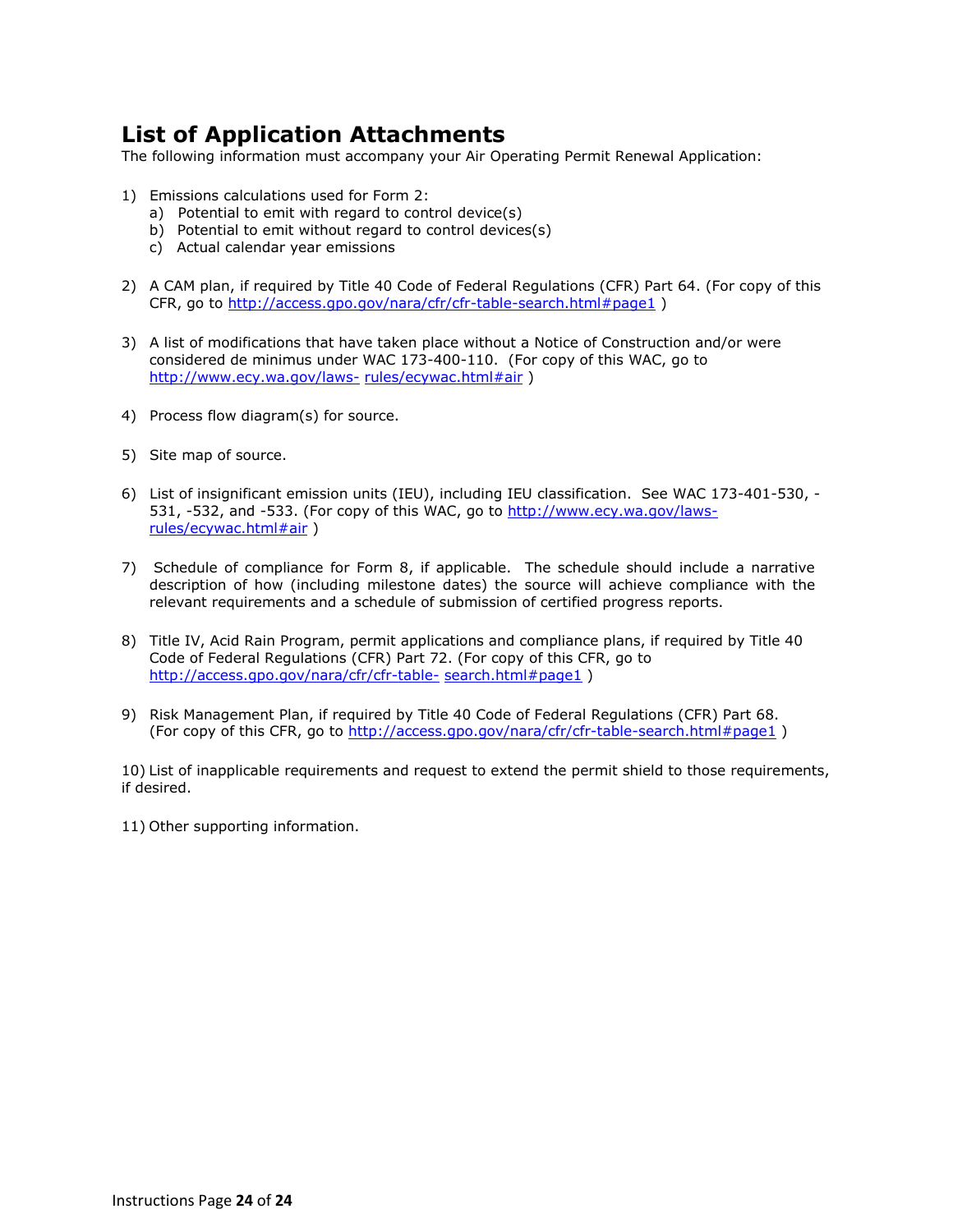## List of Application Attachments

The following information must accompany your Air Operating Permit Renewal Application:

1) Emissions calculations used for Form 2:
   a) Potential to emit with regard to control device(s)
   b) Potential to emit without regard to control devices(s)
   c) Actual calendar year emissions

2) A CAM plan, if required by Title 40 Code of Federal Regulations (CFR) Part 64. (For copy of this CFR, go to http://access.gpo.gov/nara/cfr/cfr-table-search.html#page1 )

3) A list of modifications that have taken place without a Notice of Construction and/or were considered de minimus under WAC 173-400-110. (For copy of this WAC, go to http://www.ecy.wa.gov/laws-rules/ecywac.html#air )

4) Process flow diagram(s) for source.

5) Site map of source.

6) List of insignificant emission units (IEU), including IEU classification. See WAC 173-401-530, -531, -532, and -533. (For copy of this WAC, go to http://www.ecy.wa.gov/laws-rules/ecywac.html#air )

7) Schedule of compliance for Form 8, if applicable. The schedule should include a narrative description of how (including milestone dates) the source will achieve compliance with the relevant requirements and a schedule of submission of certified progress reports.

8) Title IV, Acid Rain Program, permit applications and compliance plans, if required by Title 40 Code of Federal Regulations (CFR) Part 72. (For copy of this CFR, go to http://access.gpo.gov/nara/cfr/cfr-table-search.html#page1 )

9) Risk Management Plan, if required by Title 40 Code of Federal Regulations (CFR) Part 68. (For copy of this CFR, go to http://access.gpo.gov/nara/cfr/cfr-table-search.html#page1 )

10) List of inapplicable requirements and request to extend the permit shield to those requirements, if desired.

11) Other supporting information.